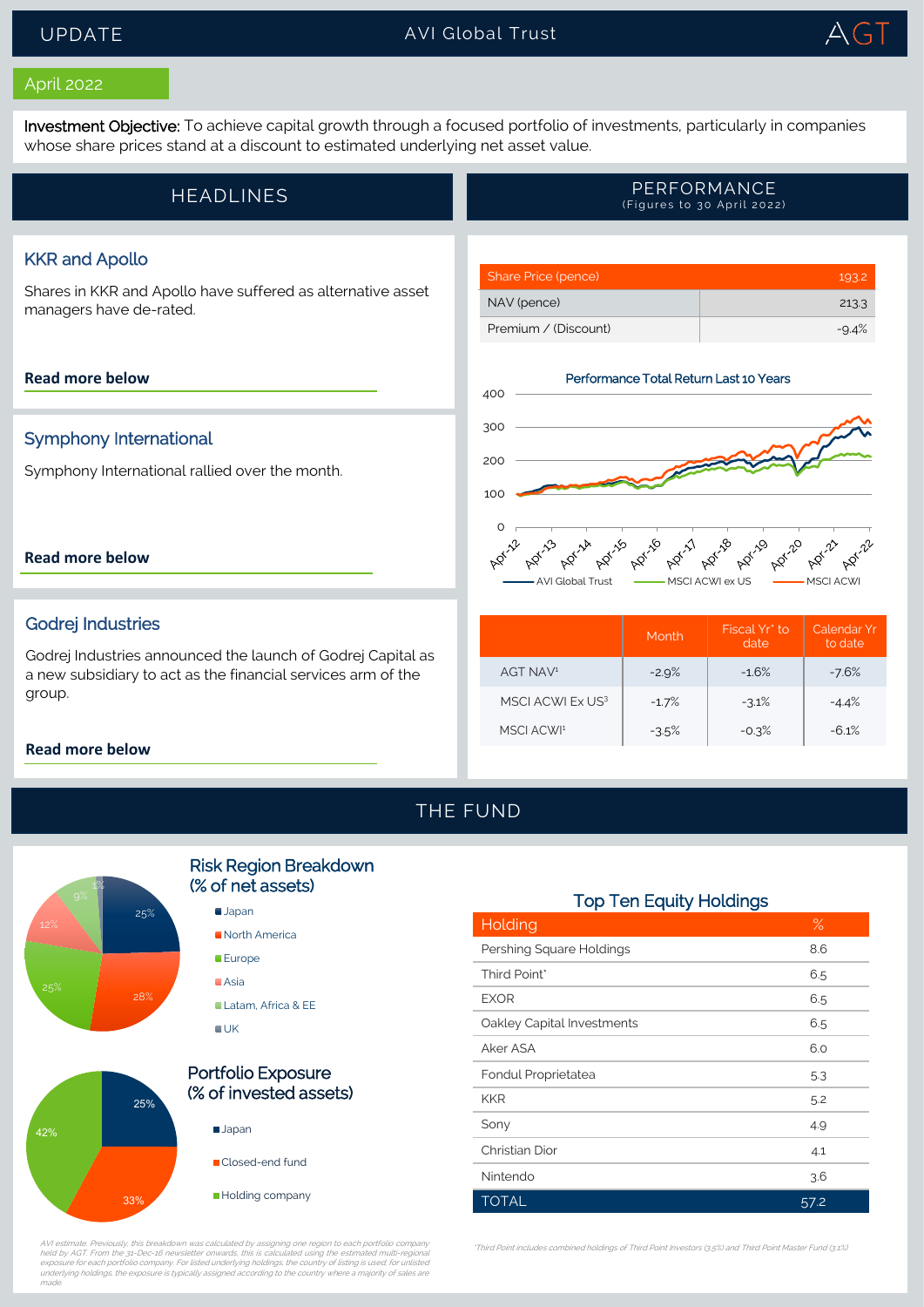# UPDATE — AVI Global Trust

April 2022

**Investment Objective:** To achieve capital growth through a focused portfolio of investments, particularly in companies whose share prices stand at a discount to estimated underlying net asset value.

## HEADLINES

### KKR and Apollo

Shares in KKR and Apollo have suffered as alternative asset managers have de-rated.

**Read more below**

### Symphony International

Symphony International rallied over the month.

**Read more below**

### Godrej Industries

Godrej Industries announced the launch of Godrej Capital as a new subsidiary to act as the financial services arm of the group.

**Read more below**

## PERFORMANCE

(Figures to 30 April 2022)

| Share Price (pence) | 193.2 |
|---|---|
| NAV (pence) | 213.3 |
| Premium / (Discount) | -9.4% |

**Performance Total Return Last 10 Years**

AVI Global Trust — MSCI ACWI ex US — MSCI ACWI

| | Month | Fiscal Yr* to date | Calendar Yr to date |
|---|---|---|---|
| AGT NAV[1] | -2.9% | -1.6% | -7.6% |
| MSCI ACWI Ex US[3] | -1.7% | -3.1% | -4.4% |
| MSCI ACWI[1] | -3.5% | -0.3% | -6.1% |

## THE FUND

### Risk Region Breakdown (% of net assets)

| Region | % |
|---|---|
| Japan | 25% |
| North America | 28% |
| Europe | 25% |
| Asia | 12% |
| Latam, Africa & EE | 9% |
| UK | 1% |

### Portfolio Exposure (% of invested assets)

| Exposure | % |
|---|---|
| Japan | 25% |
| Closed-end fund | 33% |
| Holding company | 42% |

*AVI estimate. Previously, this breakdown was calculated by assigning one region to each portfolio company held by AGT. From the 31-Dec-16 newsletter onwards, this is calculated using the estimated multi-regional exposure for each portfolio company. For listed underlying holdings, the country of listing is used for unlisted underlying holdings, the exposure is typically assigned according to the country where a majority of sales are made.*

### Top Ten Equity Holdings

| Holding | % |
|---|---|
| Pershing Square Holdings | 8.6 |
| Third Point* | 6.5 |
| EXOR | 6.5 |
| Oakley Capital Investments | 6.5 |
| Aker ASA | 6.0 |
| Fondul Proprietatea | 5.3 |
| KKR | 5.2 |
| Sony | 4.9 |
| Christian Dior | 4.1 |
| Nintendo | 3.6 |
| TOTAL | 57.2 |

*Third Point includes combined holdings of Third Point Investors (3.5%) and Third Point Master Fund (3.1%)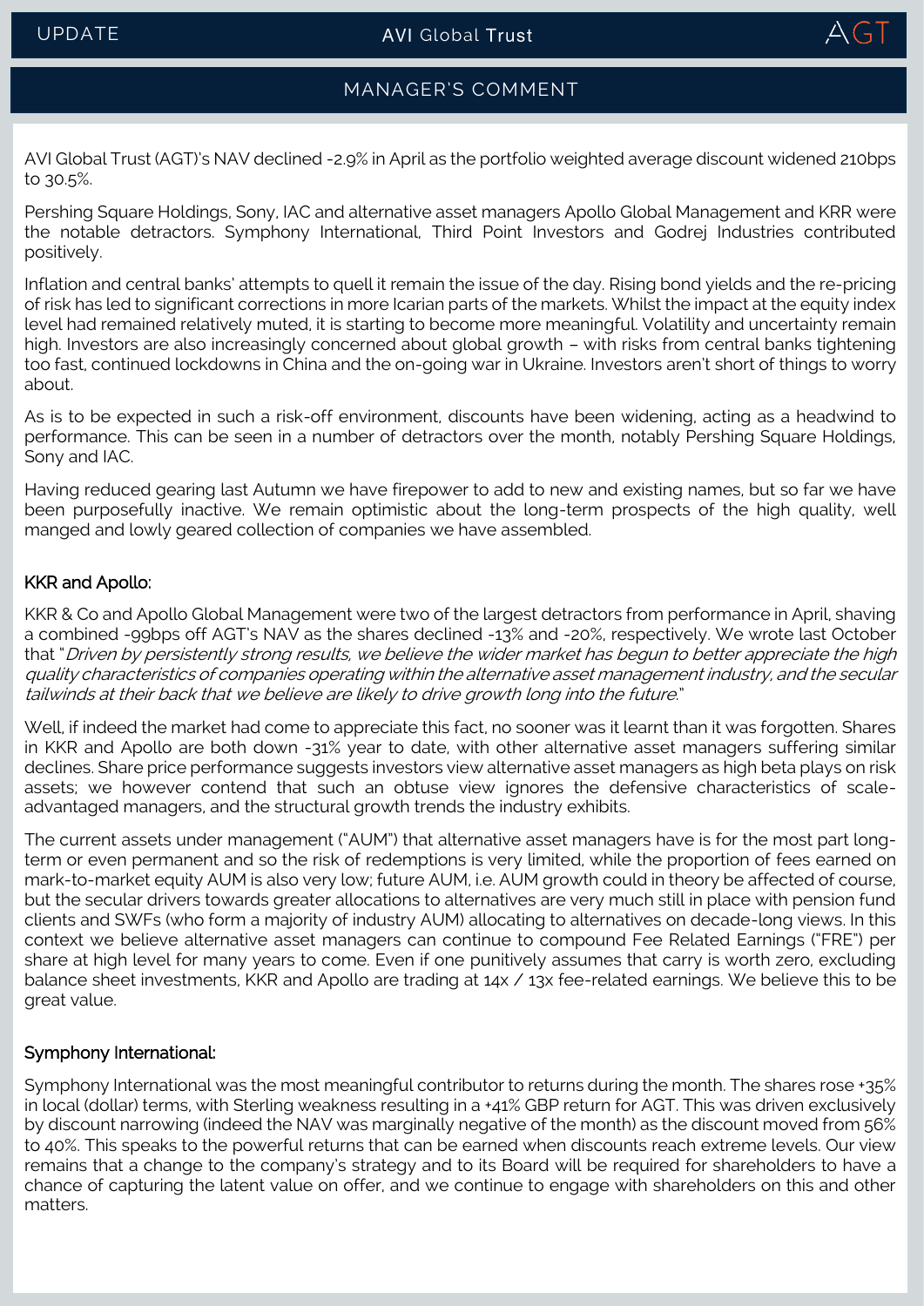## MANAGER'S COMMENT

AVI Global Trust (AGT)'s NAV declined -2.9% in April as the portfolio weighted average discount widened 210bps to 30.5%.

Pershing Square Holdings, Sony, IAC and alternative asset managers Apollo Global Management and KRR were the notable detractors. Symphony International, Third Point Investors and Godrej Industries contributed positively.

Inflation and central banks' attempts to quell it remain the issue of the day. Rising bond yields and the re-pricing of risk has led to significant corrections in more Icarian parts of the markets. Whilst the impact at the equity index level had remained relatively muted, it is starting to become more meaningful. Volatility and uncertainty remain high. Investors are also increasingly concerned about global growth – with risks from central banks tightening too fast, continued lockdowns in China and the on-going war in Ukraine. Investors aren't short of things to worry about.

As is to be expected in such a risk-off environment, discounts have been widening, acting as a headwind to performance. This can be seen in a number of detractors over the month, notably Pershing Square Holdings, Sony and IAC.

Having reduced gearing last Autumn we have firepower to add to new and existing names, but so far we have been purposefully inactive. We remain optimistic about the long-term prospects of the high quality, well manged and lowly geared collection of companies we have assembled.

### KKR and Apollo:

KKR & Co and Apollo Global Management were two of the largest detractors from performance in April, shaving a combined -99bps off AGT's NAV as the shares declined -13% and -20%, respectively. We wrote last October that "*Driven by persistently strong results, we believe the wider market has begun to better appreciate the high quality characteristics of companies operating within the alternative asset management industry, and the secular tailwinds at their back that we believe are likely to drive growth long into the future*."

Well, if indeed the market had come to appreciate this fact, no sooner was it learnt than it was forgotten. Shares in KKR and Apollo are both down -31% year to date, with other alternative asset managers suffering similar declines. Share price performance suggests investors view alternative asset managers as high beta plays on risk assets; we however contend that such an obtuse view ignores the defensive characteristics of scale-advantaged managers, and the structural growth trends the industry exhibits.

The current assets under management ("AUM") that alternative asset managers have is for the most part long-term or even permanent and so the risk of redemptions is very limited, while the proportion of fees earned on mark-to-market equity AUM is also very low; future AUM, i.e. AUM growth could in theory be affected of course, but the secular drivers towards greater allocations to alternatives are very much still in place with pension fund clients and SWFs (who form a majority of industry AUM) allocating to alternatives on decade-long views. In this context we believe alternative asset managers can continue to compound Fee Related Earnings ("FRE") per share at high level for many years to come. Even if one punitively assumes that carry is worth zero, excluding balance sheet investments, KKR and Apollo are trading at 14x / 13x fee-related earnings. We believe this to be great value.

### Symphony International:

Symphony International was the most meaningful contributor to returns during the month. The shares rose +35% in local (dollar) terms, with Sterling weakness resulting in a +41% GBP return for AGT. This was driven exclusively by discount narrowing (indeed the NAV was marginally negative of the month) as the discount moved from 56% to 40%. This speaks to the powerful returns that can be earned when discounts reach extreme levels. Our view remains that a change to the company's strategy and to its Board will be required for shareholders to have a chance of capturing the latent value on offer, and we continue to engage with shareholders on this and other matters.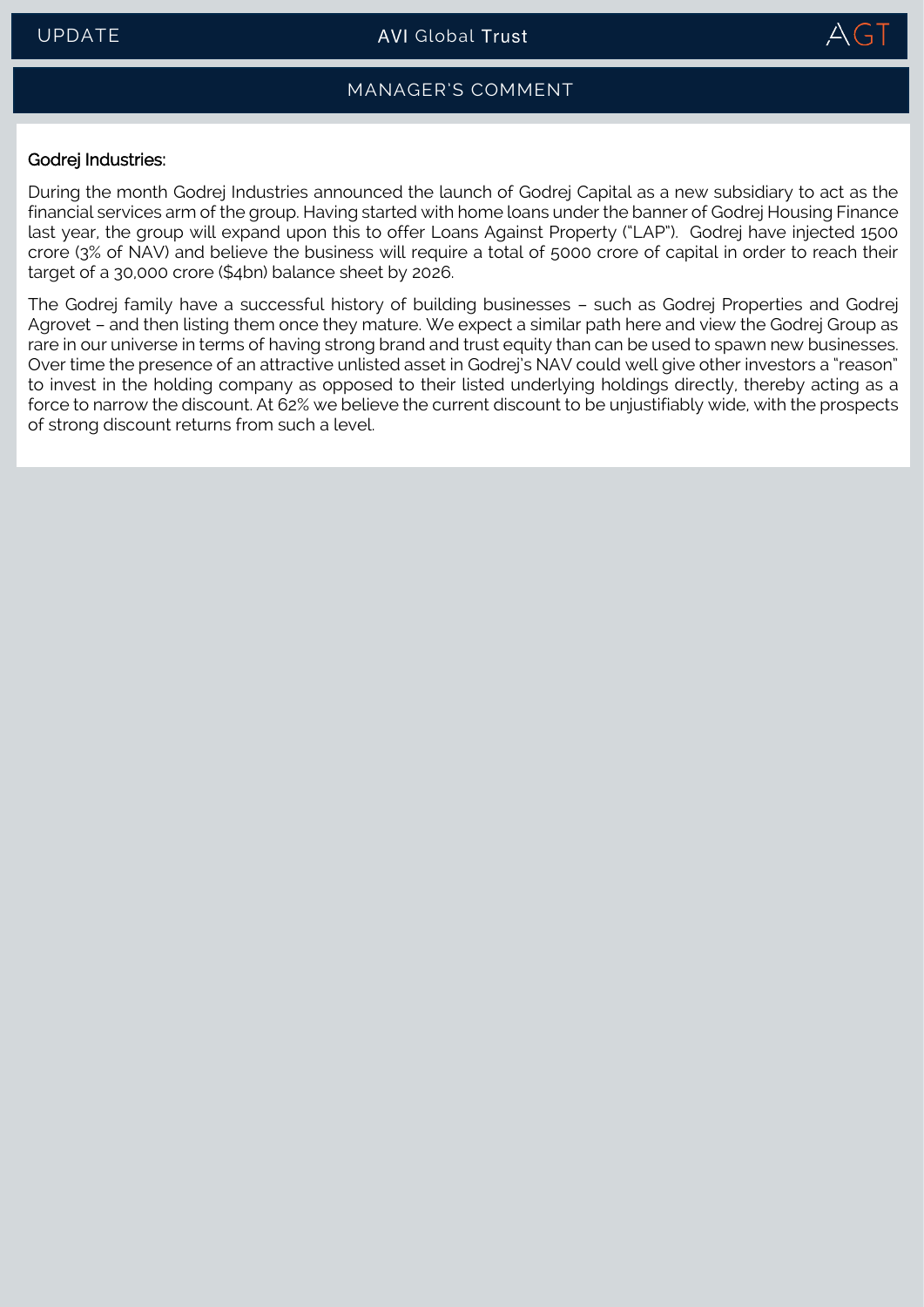## MANAGER'S COMMENT

**Godrej Industries:**

During the month Godrej Industries announced the launch of Godrej Capital as a new subsidiary to act as the financial services arm of the group. Having started with home loans under the banner of Godrej Housing Finance last year, the group will expand upon this to offer Loans Against Property ("LAP"). Godrej have injected 1500 crore (3% of NAV) and believe the business will require a total of 5000 crore of capital in order to reach their target of a 30,000 crore ($4bn) balance sheet by 2026.

The Godrej family have a successful history of building businesses – such as Godrej Properties and Godrej Agrovet – and then listing them once they mature. We expect a similar path here and view the Godrej Group as rare in our universe in terms of having strong brand and trust equity than can be used to spawn new businesses. Over time the presence of an attractive unlisted asset in Godrej's NAV could well give other investors a "reason" to invest in the holding company as opposed to their listed underlying holdings directly, thereby acting as a force to narrow the discount. At 62% we believe the current discount to be unjustifiably wide, with the prospects of strong discount returns from such a level.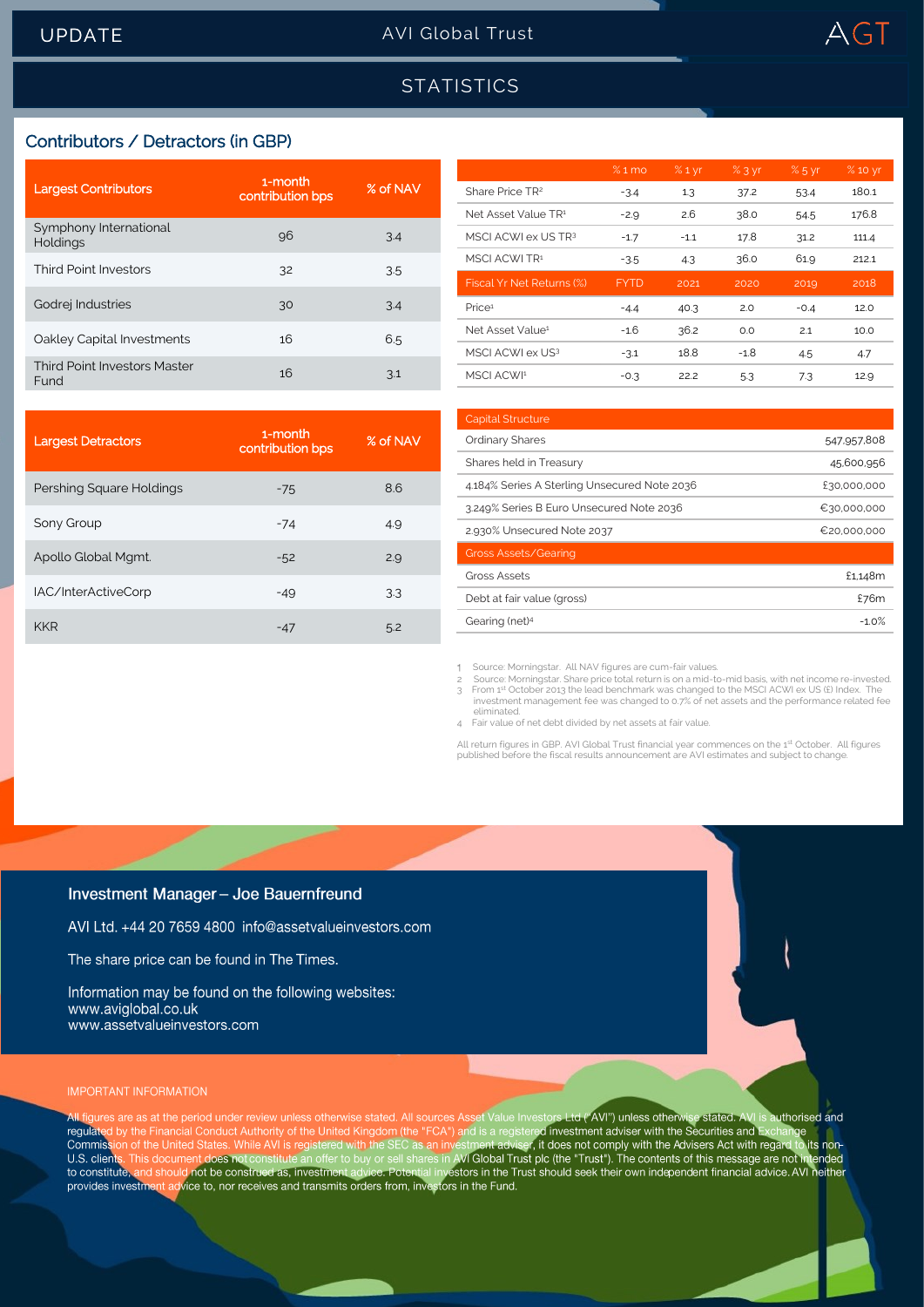UPDATE

AVI Global Trust

## STATISTICS

### Contributors / Detractors (in GBP)

| Largest Contributors | 1-month contribution bps | % of NAV |
| --- | --- | --- |
| Symphony International Holdings | 96 | 3.4 |
| Third Point Investors | 32 | 3.5 |
| Godrej Industries | 30 | 3.4 |
| Oakley Capital Investments | 16 | 6.5 |
| Third Point Investors Master Fund | 16 | 3.1 |

| Largest Detractors | 1-month contribution bps | % of NAV |
| --- | --- | --- |
| Pershing Square Holdings | -75 | 8.6 |
| Sony Group | -74 | 4.9 |
| Apollo Global Mgmt. | -52 | 2.9 |
| IAC/InterActiveCorp | -49 | 3.3 |
| KKR | -47 | 5.2 |

| | % 1 mo | % 1 yr | % 3 yr | % 5 yr | % 10 yr |
| --- | --- | --- | --- | --- | --- |
| Share Price TR[2] | -3.4 | 1.3 | 37.2 | 53.4 | 180.1 |
| Net Asset Value TR[1] | -2.9 | 2.6 | 38.0 | 54.5 | 176.8 |
| MSCI ACWI ex US TR[3] | -1.7 | -1.1 | 17.8 | 31.2 | 111.4 |
| MSCI ACWI TR[1] | -3.5 | 4.3 | 36.0 | 61.9 | 212.1 |
| **Fiscal Yr Net Returns (%)** | **FYTD** | **2021** | **2020** | **2019** | **2018** |
| Price[1] | -4.4 | 40.3 | 2.0 | -0.4 | 12.0 |
| Net Asset Value[1] | -1.6 | 36.2 | 0.0 | 2.1 | 10.0 |
| MSCI ACWI ex US[3] | -3.1 | 18.8 | -1.8 | 4.5 | 4.7 |
| MSCI ACWI[1] | -0.3 | 22.2 | 5.3 | 7.3 | 12.9 |

| Capital Structure | |
| --- | --- |
| Ordinary Shares | 547,957,808 |
| Shares held in Treasury | 45,600,956 |
| 4.184% Series A Sterling Unsecured Note 2036 | £30,000,000 |
| 3.249% Series B Euro Unsecured Note 2036 | €30,000,000 |
| 2.930% Unsecured Note 2037 | €20,000,000 |
| **Gross Assets/Gearing** | |
| Gross Assets | £1,148m |
| Debt at fair value (gross) | £76m |
| Gearing (net)[4] | -1.0% |

1 Source: Morningstar. All NAV figures are cum-fair values.
2 Source: Morningstar. Share price total return is on a mid-to-mid basis, with net income re-invested.
3 From 1st October 2013 the lead benchmark was changed to the MSCI ACWI ex US (£) Index. The investment management fee was changed to 0.7% of net assets and the performance related fee eliminated.
4 Fair value of net debt divided by net assets at fair value.

All return figures in GBP. AVI Global Trust financial year commences on the 1st October. All figures published before the fiscal results announcement are AVI estimates and subject to change.

### Investment Manager – Joe Bauernfreund

AVI Ltd. +44 20 7659 4800 info@assetvalueinvestors.com

The share price can be found in The Times.

Information may be found on the following websites:
www.aviglobal.co.uk
www.assetvalueinvestors.com

IMPORTANT INFORMATION

All figures are as at the period under review unless otherwise stated. All sources Asset Value Investors Ltd ("AVI") unless otherwise stated. AVI is authorised and regulated by the Financial Conduct Authority of the United Kingdom (the "FCA") and is a registered investment adviser with the Securities and Exchange Commission of the United States. While AVI is registered with the SEC as an investment adviser, it does not comply with the Advisers Act with regard to its non-U.S. clients. This document does not constitute an offer to buy or sell shares in AVI Global Trust plc (the "Trust"). The contents of this message are not intended to constitute, and should not be construed as, investment advice. Potential investors in the Trust should seek their own independent financial advice. AVI neither provides investment advice to, nor receives and transmits orders from, investors in the Fund.